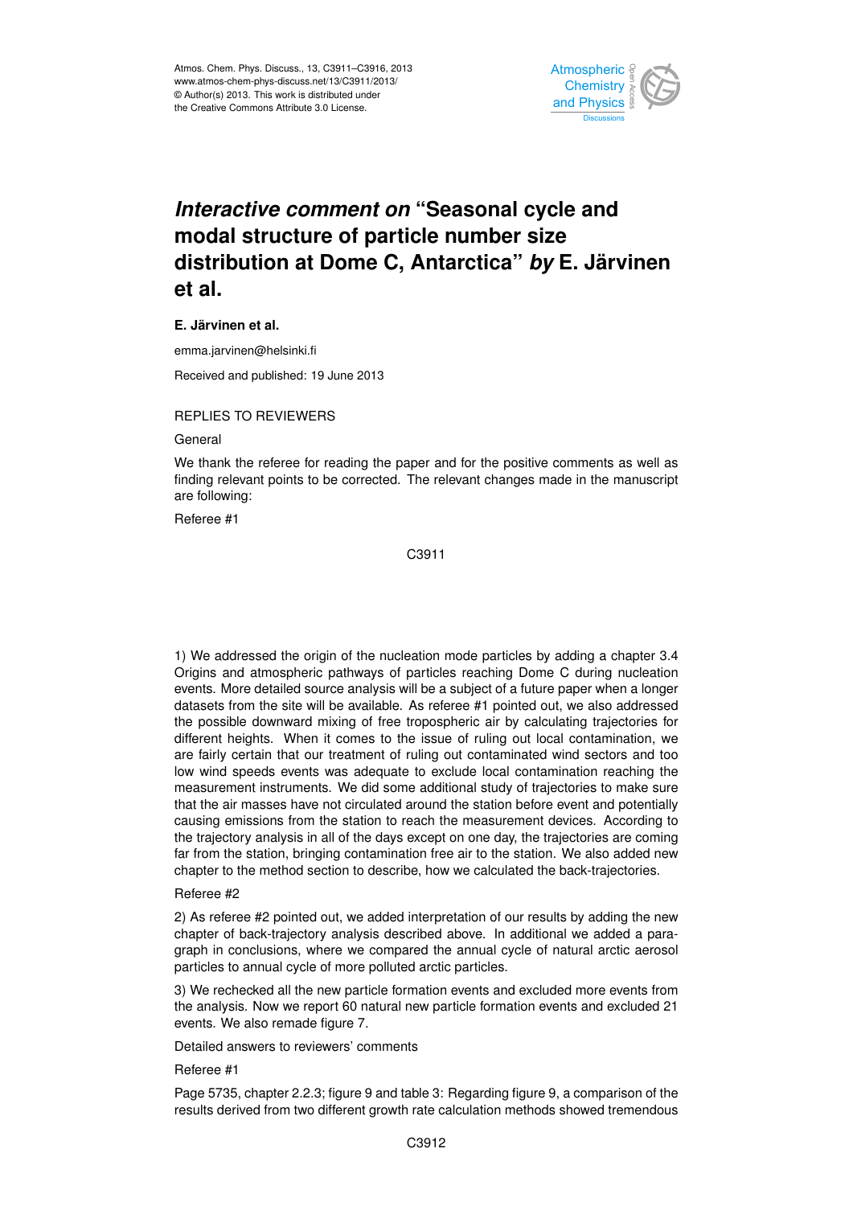# *Interactive comment on* "Seasonal cycle and modal structure of particle number size distribution at Dome C, Antarctica" *by* E. Järvinen et al.

**E. Järvinen et al.**

emma.jarvinen@helsinki.fi

Received and published: 19 June 2013

REPLIES TO REVIEWERS

General

We thank the referee for reading the paper and for the positive comments as well as finding relevant points to be corrected. The relevant changes made in the manuscript are following:

Referee #1

1) We addressed the origin of the nucleation mode particles by adding a chapter 3.4 Origins and atmospheric pathways of particles reaching Dome C during nucleation events. More detailed source analysis will be a subject of a future paper when a longer datasets from the site will be available. As referee #1 pointed out, we also addressed the possible downward mixing of free tropospheric air by calculating trajectories for different heights. When it comes to the issue of ruling out local contamination, we are fairly certain that our treatment of ruling out contaminated wind sectors and too low wind speeds events was adequate to exclude local contamination reaching the measurement instruments. We did some additional study of trajectories to make sure that the air masses have not circulated around the station before event and potentially causing emissions from the station to reach the measurement devices. According to the trajectory analysis in all of the days except on one day, the trajectories are coming far from the station, bringing contamination free air to the station. We also added new chapter to the method section to describe, how we calculated the back-trajectories.

Referee #2

2) As referee #2 pointed out, we added interpretation of our results by adding the new chapter of back-trajectory analysis described above. In additional we added a paragraph in conclusions, where we compared the annual cycle of natural arctic aerosol particles to annual cycle of more polluted arctic particles.

3) We rechecked all the new particle formation events and excluded more events from the analysis. Now we report 60 natural new particle formation events and excluded 21 events. We also remade figure 7.

Detailed answers to reviewers' comments

Referee #1

Page 5735, chapter 2.2.3; figure 9 and table 3: Regarding figure 9, a comparison of the results derived from two different growth rate calculation methods showed tremendous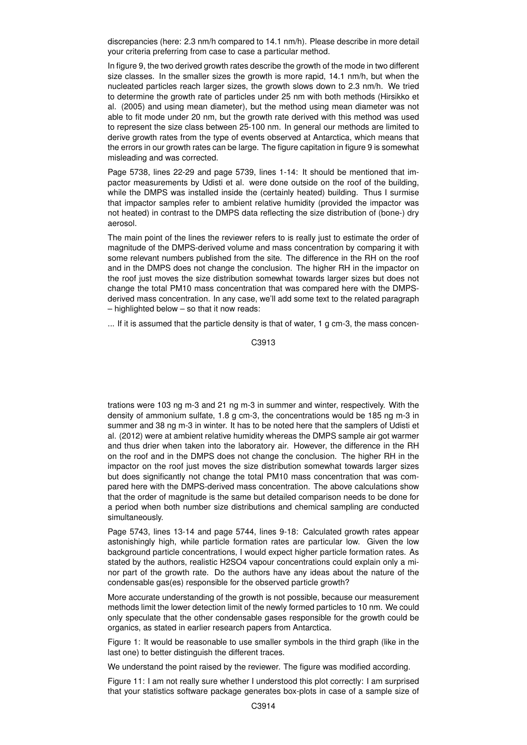discrepancies (here: 2.3 nm/h compared to 14.1 nm/h). Please describe in more detail your criteria preferring from case to case a particular method.

In figure 9, the two derived growth rates describe the growth of the mode in two different size classes. In the smaller sizes the growth is more rapid, 14.1 nm/h, but when the nucleated particles reach larger sizes, the growth slows down to 2.3 nm/h. We tried to determine the growth rate of particles under 25 nm with both methods (Hirsikko et al. (2005) and using mean diameter), but the method using mean diameter was not able to fit mode under 20 nm, but the growth rate derived with this method was used to represent the size class between 25-100 nm. In general our methods are limited to derive growth rates from the type of events observed at Antarctica, which means that the errors in our growth rates can be large. The figure capitation in figure 9 is somewhat misleading and was corrected.

Page 5738, lines 22-29 and page 5739, lines 1-14: It should be mentioned that impactor measurements by Udisti et al. were done outside on the roof of the building, while the DMPS was installed inside the (certainly heated) building. Thus I surmise that impactor samples refer to ambient relative humidity (provided the impactor was not heated) in contrast to the DMPS data reflecting the size distribution of (bone-) dry aerosol.

The main point of the lines the reviewer refers to is really just to estimate the order of magnitude of the DMPS-derived volume and mass concentration by comparing it with some relevant numbers published from the site. The difference in the RH on the roof and in the DMPS does not change the conclusion. The higher RH in the impactor on the roof just moves the size distribution somewhat towards larger sizes but does not change the total PM10 mass concentration that was compared here with the DMPS-derived mass concentration. In any case, we'll add some text to the related paragraph – highlighted below – so that it now reads:

... If it is assumed that the particle density is that of water, 1 g cm-3, the mass concentrations were 103 ng m-3 and 21 ng m-3 in summer and winter, respectively. With the density of ammonium sulfate, 1.8 g cm-3, the concentrations would be 185 ng m-3 in summer and 38 ng m-3 in winter. It has to be noted here that the samplers of Udisti et al. (2012) were at ambient relative humidity whereas the DMPS sample air got warmer and thus drier when taken into the laboratory air. However, the difference in the RH on the roof and in the DMPS does not change the conclusion. The higher RH in the impactor on the roof just moves the size distribution somewhat towards larger sizes but does significantly not change the total PM10 mass concentration that was compared here with the DMPS-derived mass concentration. The above calculations show that the order of magnitude is the same but detailed comparison needs to be done for a period when both number size distributions and chemical sampling are conducted simultaneously.

Page 5743, lines 13-14 and page 5744, lines 9-18: Calculated growth rates appear astonishingly high, while particle formation rates are particular low. Given the low background particle concentrations, I would expect higher particle formation rates. As stated by the authors, realistic $H_2SO_4$ vapour concentrations could explain only a minor part of the growth rate. Do the authors have any ideas about the nature of the condensable gas(es) responsible for the observed particle growth?

More accurate understanding of the growth is not possible, because our measurement methods limit the lower detection limit of the newly formed particles to 10 nm. We could only speculate that the other condensable gases responsible for the growth could be organics, as stated in earlier research papers from Antarctica.

Figure 1: It would be reasonable to use smaller symbols in the third graph (like in the last one) to better distinguish the different traces.

We understand the point raised by the reviewer. The figure was modified according.

Figure 11: I am not really sure whether I understood this plot correctly: I am surprised that your statistics software package generates box-plots in case of a sample size of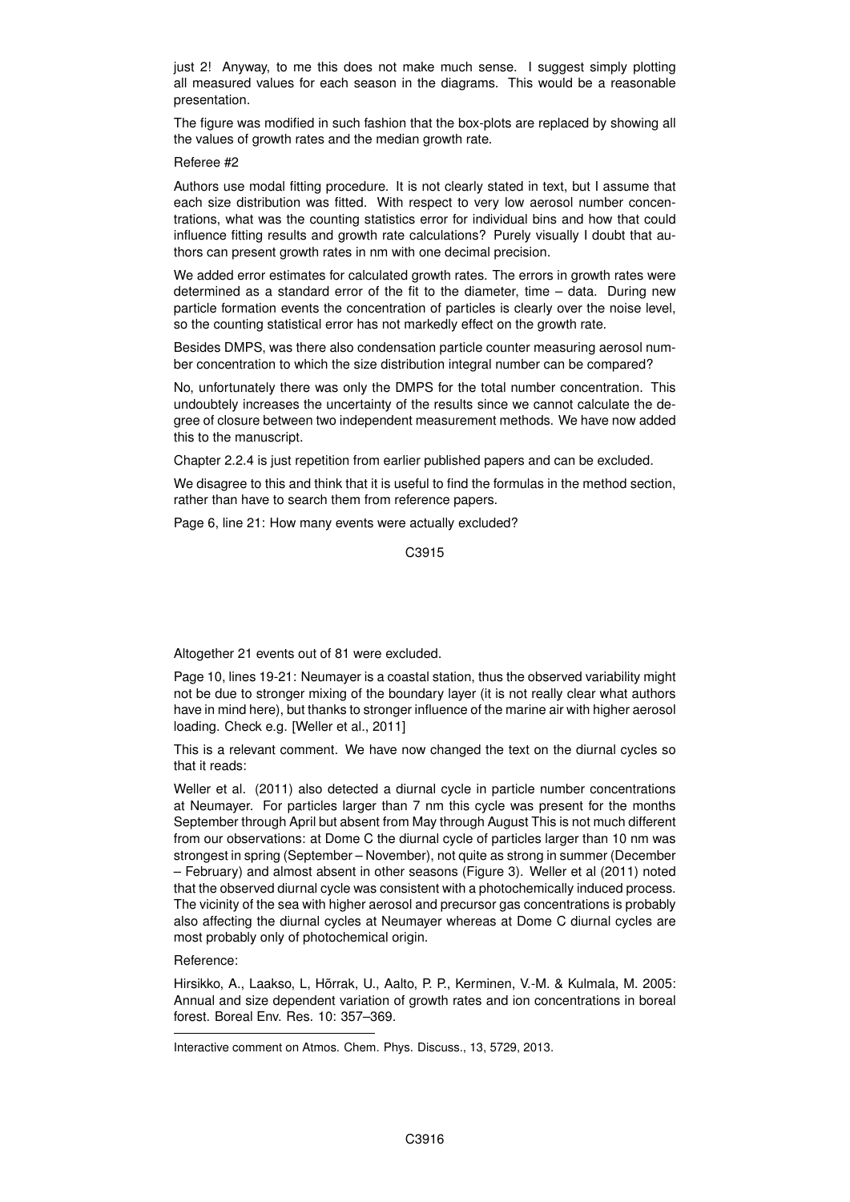just 2! Anyway, to me this does not make much sense. I suggest simply plotting all measured values for each season in the diagrams. This would be a reasonable presentation.

The figure was modified in such fashion that the box-plots are replaced by showing all the values of growth rates and the median growth rate.

Referee #2

Authors use modal fitting procedure. It is not clearly stated in text, but I assume that each size distribution was fitted. With respect to very low aerosol number concentrations, what was the counting statistics error for individual bins and how that could influence fitting results and growth rate calculations? Purely visually I doubt that authors can present growth rates in nm with one decimal precision.

We added error estimates for calculated growth rates. The errors in growth rates were determined as a standard error of the fit to the diameter, time – data. During new particle formation events the concentration of particles is clearly over the noise level, so the counting statistical error has not markedly effect on the growth rate.

Besides DMPS, was there also condensation particle counter measuring aerosol number concentration to which the size distribution integral number can be compared?

No, unfortunately there was only the DMPS for the total number concentration. This undoubtely increases the uncertainty of the results since we cannot calculate the degree of closure between two independent measurement methods. We have now added this to the manuscript.

Chapter 2.2.4 is just repetition from earlier published papers and can be excluded.

We disagree to this and think that it is useful to find the formulas in the method section, rather than have to search them from reference papers.

Page 6, line 21: How many events were actually excluded?

Altogether 21 events out of 81 were excluded.

Page 10, lines 19-21: Neumayer is a coastal station, thus the observed variability might not be due to stronger mixing of the boundary layer (it is not really clear what authors have in mind here), but thanks to stronger influence of the marine air with higher aerosol loading. Check e.g. [Weller et al., 2011]

This is a relevant comment. We have now changed the text on the diurnal cycles so that it reads:

Weller et al. (2011) also detected a diurnal cycle in particle number concentrations at Neumayer. For particles larger than 7 nm this cycle was present for the months September through April but absent from May through August This is not much different from our observations: at Dome C the diurnal cycle of particles larger than 10 nm was strongest in spring (September – November), not quite as strong in summer (December – February) and almost absent in other seasons (Figure 3). Weller et al (2011) noted that the observed diurnal cycle was consistent with a photochemically induced process. The vicinity of the sea with higher aerosol and precursor gas concentrations is probably also affecting the diurnal cycles at Neumayer whereas at Dome C diurnal cycles are most probably only of photochemical origin.

Reference:

Hirsikko, A., Laakso, L, Hõrrak, U., Aalto, P. P., Kerminen, V.-M. & Kulmala, M. 2005: Annual and size dependent variation of growth rates and ion concentrations in boreal forest. Boreal Env. Res. 10: 357–369.

Interactive comment on Atmos. Chem. Phys. Discuss., 13, 5729, 2013.